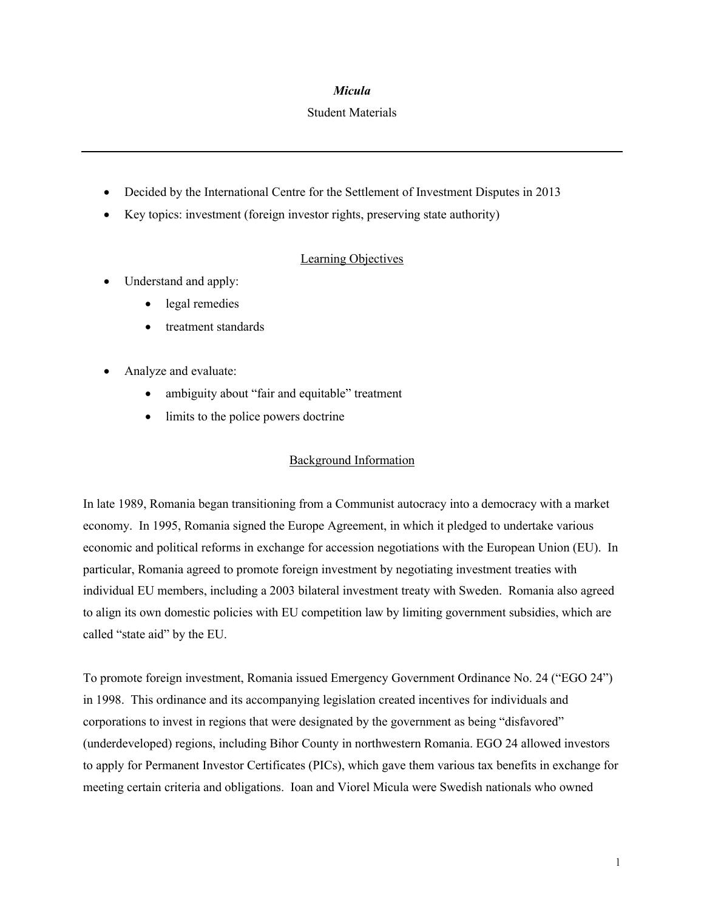*Micula*

Student Materials

---

- Decided by the International Centre for the Settlement of Investment Disputes in 2013
- Key topics: investment (foreign investor rights, preserving state authority)

## Learning Objectives

- Understand and apply:
  - legal remedies
  - treatment standards
- Analyze and evaluate:
  - ambiguity about "fair and equitable" treatment
  - limits to the police powers doctrine

## Background Information

In late 1989, Romania began transitioning from a Communist autocracy into a democracy with a market economy. In 1995, Romania signed the Europe Agreement, in which it pledged to undertake various economic and political reforms in exchange for accession negotiations with the European Union (EU). In particular, Romania agreed to promote foreign investment by negotiating investment treaties with individual EU members, including a 2003 bilateral investment treaty with Sweden. Romania also agreed to align its own domestic policies with EU competition law by limiting government subsidies, which are called "state aid" by the EU.

To promote foreign investment, Romania issued Emergency Government Ordinance No. 24 ("EGO 24") in 1998. This ordinance and its accompanying legislation created incentives for individuals and corporations to invest in regions that were designated by the government as being "disfavored" (underdeveloped) regions, including Bihor County in northwestern Romania. EGO 24 allowed investors to apply for Permanent Investor Certificates (PICs), which gave them various tax benefits in exchange for meeting certain criteria and obligations. Ioan and Viorel Micula were Swedish nationals who owned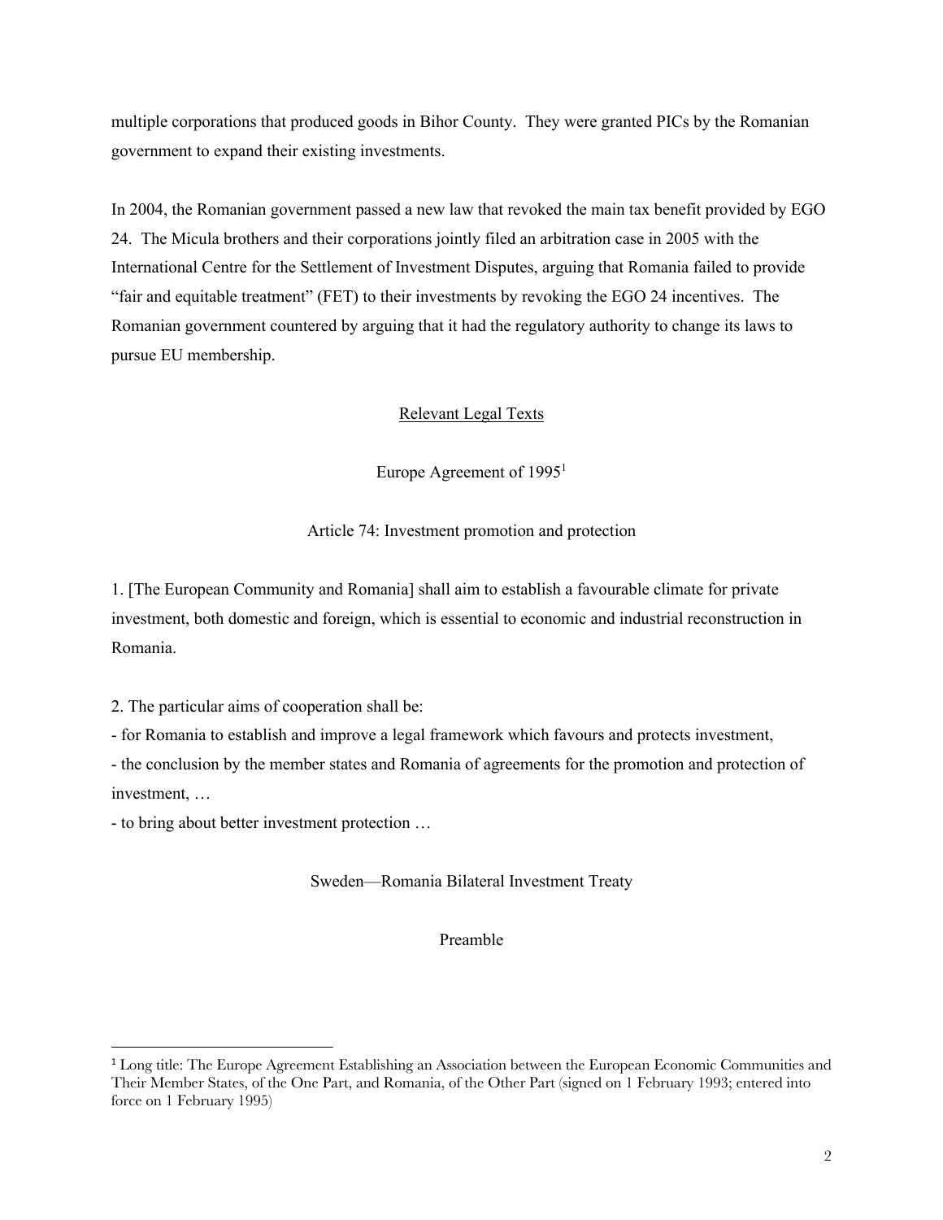multiple corporations that produced goods in Bihor County. They were granted PICs by the Romanian government to expand their existing investments.

In 2004, the Romanian government passed a new law that revoked the main tax benefit provided by EGO 24. The Micula brothers and their corporations jointly filed an arbitration case in 2005 with the International Centre for the Settlement of Investment Disputes, arguing that Romania failed to provide "fair and equitable treatment" (FET) to their investments by revoking the EGO 24 incentives. The Romanian government countered by arguing that it had the regulatory authority to change its laws to pursue EU membership.

<u>Relevant Legal Texts</u>

Europe Agreement of 1995[1]

Article 74: Investment promotion and protection

1. [The European Community and Romania] shall aim to establish a favourable climate for private investment, both domestic and foreign, which is essential to economic and industrial reconstruction in Romania.

2. The particular aims of cooperation shall be:

- for Romania to establish and improve a legal framework which favours and protects investment,
- the conclusion by the member states and Romania of agreements for the promotion and protection of investment, …
- to bring about better investment protection …

Sweden—Romania Bilateral Investment Treaty

Preamble

---

[1] Long title: The Europe Agreement Establishing an Association between the European Economic Communities and Their Member States, of the One Part, and Romania, of the Other Part (signed on 1 February 1993; entered into force on 1 February 1995)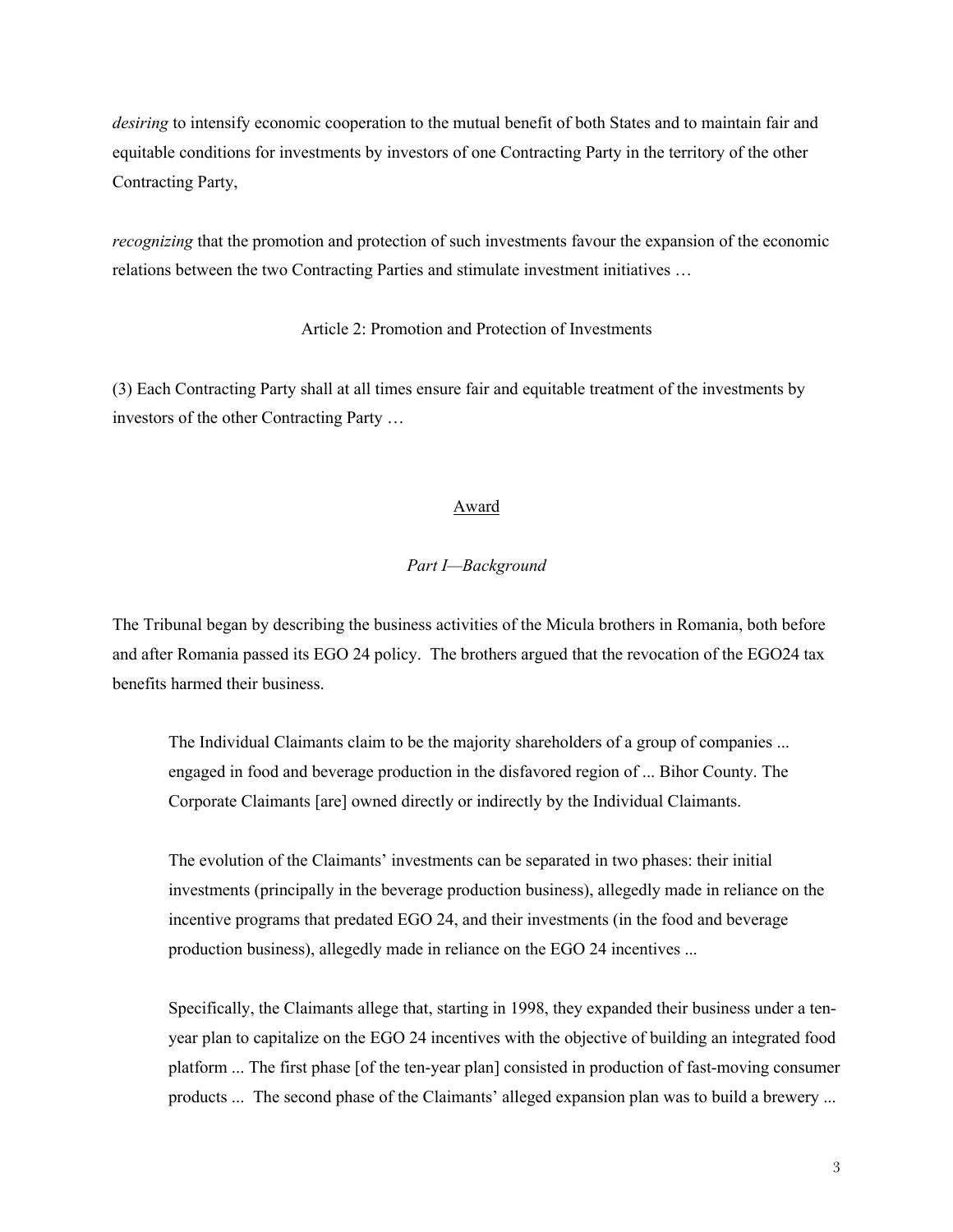*desiring* to intensify economic cooperation to the mutual benefit of both States and to maintain fair and equitable conditions for investments by investors of one Contracting Party in the territory of the other Contracting Party,

*recognizing* that the promotion and protection of such investments favour the expansion of the economic relations between the two Contracting Parties and stimulate investment initiatives …

Article 2: Promotion and Protection of Investments

(3) Each Contracting Party shall at all times ensure fair and equitable treatment of the investments by investors of the other Contracting Party …

## Award

### *Part I—Background*

The Tribunal began by describing the business activities of the Micula brothers in Romania, both before and after Romania passed its EGO 24 policy. The brothers argued that the revocation of the EGO24 tax benefits harmed their business.

> The Individual Claimants claim to be the majority shareholders of a group of companies ... engaged in food and beverage production in the disfavored region of ... Bihor County. The Corporate Claimants [are] owned directly or indirectly by the Individual Claimants.
>
> The evolution of the Claimants' investments can be separated in two phases: their initial investments (principally in the beverage production business), allegedly made in reliance on the incentive programs that predated EGO 24, and their investments (in the food and beverage production business), allegedly made in reliance on the EGO 24 incentives ...
>
> Specifically, the Claimants allege that, starting in 1998, they expanded their business under a ten-year plan to capitalize on the EGO 24 incentives with the objective of building an integrated food platform ... The first phase [of the ten-year plan] consisted in production of fast-moving consumer products ... The second phase of the Claimants' alleged expansion plan was to build a brewery ...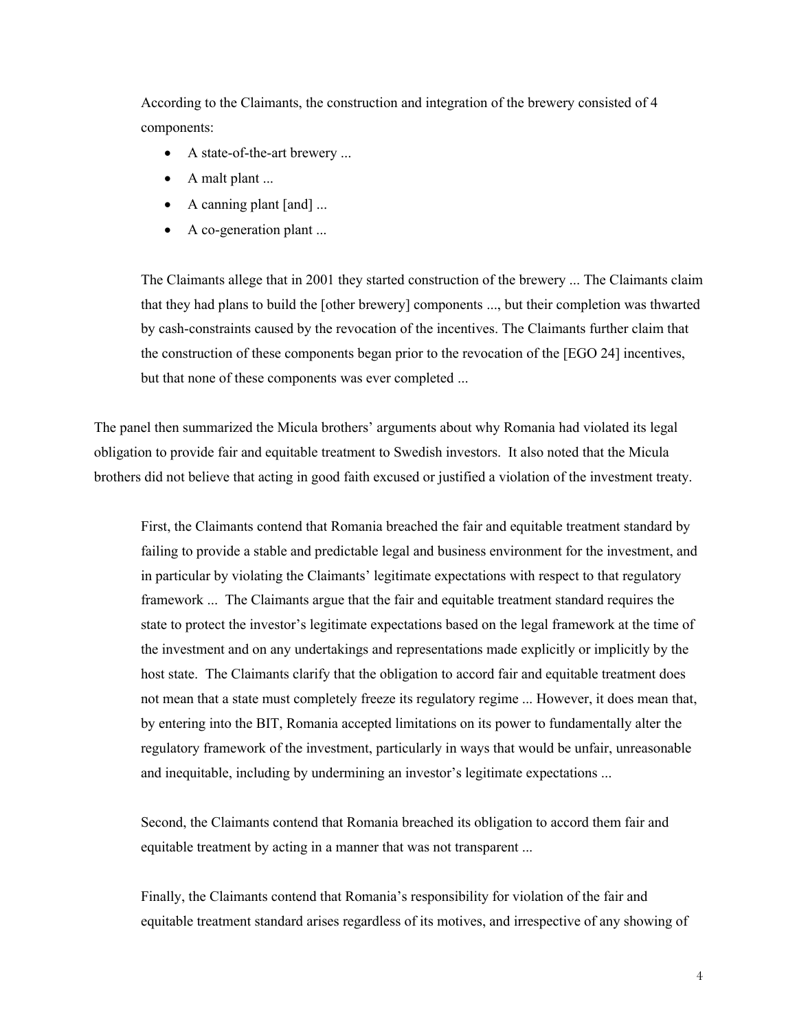According to the Claimants, the construction and integration of the brewery consisted of 4 components:

- A state-of-the-art brewery ...
- A malt plant ...
- A canning plant [and] ...
- A co-generation plant ...

The Claimants allege that in 2001 they started construction of the brewery ... The Claimants claim that they had plans to build the [other brewery] components ..., but their completion was thwarted by cash-constraints caused by the revocation of the incentives. The Claimants further claim that the construction of these components began prior to the revocation of the [EGO 24] incentives, but that none of these components was ever completed ...

The panel then summarized the Micula brothers' arguments about why Romania had violated its legal obligation to provide fair and equitable treatment to Swedish investors. It also noted that the Micula brothers did not believe that acting in good faith excused or justified a violation of the investment treaty.

First, the Claimants contend that Romania breached the fair and equitable treatment standard by failing to provide a stable and predictable legal and business environment for the investment, and in particular by violating the Claimants' legitimate expectations with respect to that regulatory framework ... The Claimants argue that the fair and equitable treatment standard requires the state to protect the investor's legitimate expectations based on the legal framework at the time of the investment and on any undertakings and representations made explicitly or implicitly by the host state. The Claimants clarify that the obligation to accord fair and equitable treatment does not mean that a state must completely freeze its regulatory regime ... However, it does mean that, by entering into the BIT, Romania accepted limitations on its power to fundamentally alter the regulatory framework of the investment, particularly in ways that would be unfair, unreasonable and inequitable, including by undermining an investor's legitimate expectations ...

Second, the Claimants contend that Romania breached its obligation to accord them fair and equitable treatment by acting in a manner that was not transparent ...

Finally, the Claimants contend that Romania's responsibility for violation of the fair and equitable treatment standard arises regardless of its motives, and irrespective of any showing of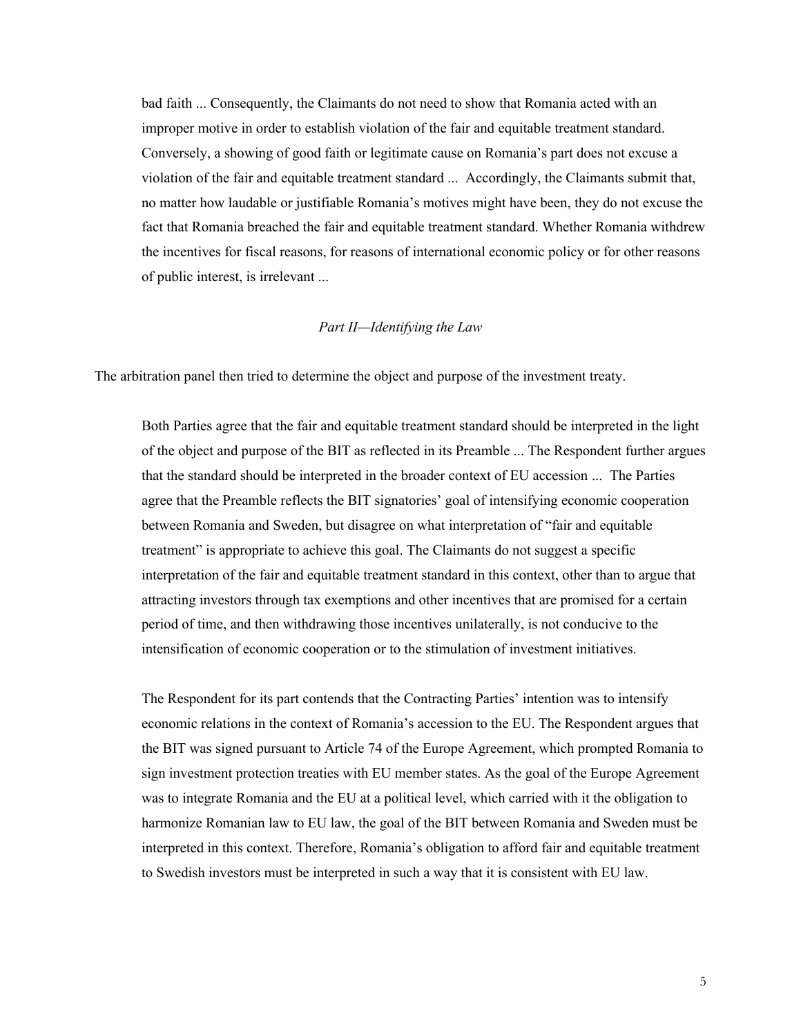> bad faith ... Consequently, the Claimants do not need to show that Romania acted with an improper motive in order to establish violation of the fair and equitable treatment standard. Conversely, a showing of good faith or legitimate cause on Romania's part does not excuse a violation of the fair and equitable treatment standard ... Accordingly, the Claimants submit that, no matter how laudable or justifiable Romania's motives might have been, they do not excuse the fact that Romania breached the fair and equitable treatment standard. Whether Romania withdrew the incentives for fiscal reasons, for reasons of international economic policy or for other reasons of public interest, is irrelevant ...

*Part II—Identifying the Law*

The arbitration panel then tried to determine the object and purpose of the investment treaty.

> Both Parties agree that the fair and equitable treatment standard should be interpreted in the light of the object and purpose of the BIT as reflected in its Preamble ... The Respondent further argues that the standard should be interpreted in the broader context of EU accession ... The Parties agree that the Preamble reflects the BIT signatories' goal of intensifying economic cooperation between Romania and Sweden, but disagree on what interpretation of "fair and equitable treatment" is appropriate to achieve this goal. The Claimants do not suggest a specific interpretation of the fair and equitable treatment standard in this context, other than to argue that attracting investors through tax exemptions and other incentives that are promised for a certain period of time, and then withdrawing those incentives unilaterally, is not conducive to the intensification of economic cooperation or to the stimulation of investment initiatives.
>
> The Respondent for its part contends that the Contracting Parties' intention was to intensify economic relations in the context of Romania's accession to the EU. The Respondent argues that the BIT was signed pursuant to Article 74 of the Europe Agreement, which prompted Romania to sign investment protection treaties with EU member states. As the goal of the Europe Agreement was to integrate Romania and the EU at a political level, which carried with it the obligation to harmonize Romanian law to EU law, the goal of the BIT between Romania and Sweden must be interpreted in this context. Therefore, Romania's obligation to afford fair and equitable treatment to Swedish investors must be interpreted in such a way that it is consistent with EU law.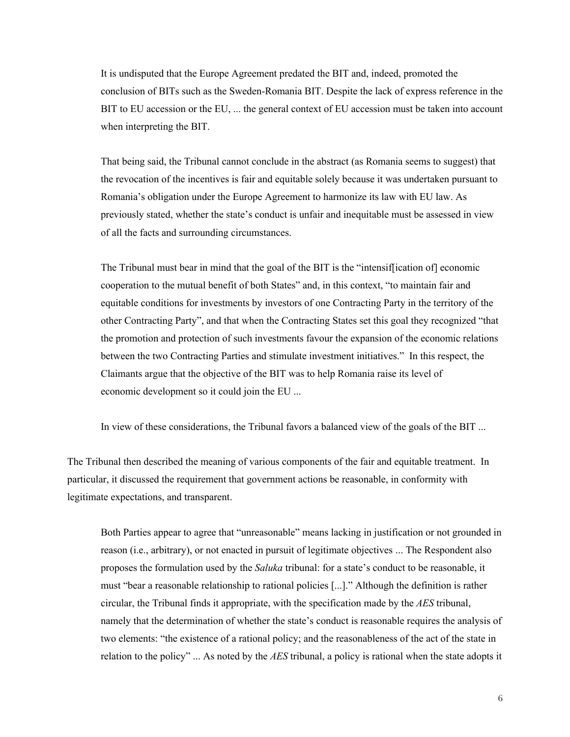> It is undisputed that the Europe Agreement predated the BIT and, indeed, promoted the conclusion of BITs such as the Sweden-Romania BIT. Despite the lack of express reference in the BIT to EU accession or the EU, ... the general context of EU accession must be taken into account when interpreting the BIT.
>
> That being said, the Tribunal cannot conclude in the abstract (as Romania seems to suggest) that the revocation of the incentives is fair and equitable solely because it was undertaken pursuant to Romania's obligation under the Europe Agreement to harmonize its law with EU law. As previously stated, whether the state's conduct is unfair and inequitable must be assessed in view of all the facts and surrounding circumstances.
>
> The Tribunal must bear in mind that the goal of the BIT is the "intensif[ication of] economic cooperation to the mutual benefit of both States" and, in this context, "to maintain fair and equitable conditions for investments by investors of one Contracting Party in the territory of the other Contracting Party", and that when the Contracting States set this goal they recognized "that the promotion and protection of such investments favour the expansion of the economic relations between the two Contracting Parties and stimulate investment initiatives." In this respect, the Claimants argue that the objective of the BIT was to help Romania raise its level of economic development so it could join the EU ...
>
> In view of these considerations, the Tribunal favors a balanced view of the goals of the BIT ...

The Tribunal then described the meaning of various components of the fair and equitable treatment. In particular, it discussed the requirement that government actions be reasonable, in conformity with legitimate expectations, and transparent.

> Both Parties appear to agree that "unreasonable" means lacking in justification or not grounded in reason (i.e., arbitrary), or not enacted in pursuit of legitimate objectives ... The Respondent also proposes the formulation used by the *Saluka* tribunal: for a state's conduct to be reasonable, it must "bear a reasonable relationship to rational policies [...]." Although the definition is rather circular, the Tribunal finds it appropriate, with the specification made by the *AES* tribunal, namely that the determination of whether the state's conduct is reasonable requires the analysis of two elements: "the existence of a rational policy; and the reasonableness of the act of the state in relation to the policy" ... As noted by the *AES* tribunal, a policy is rational when the state adopts it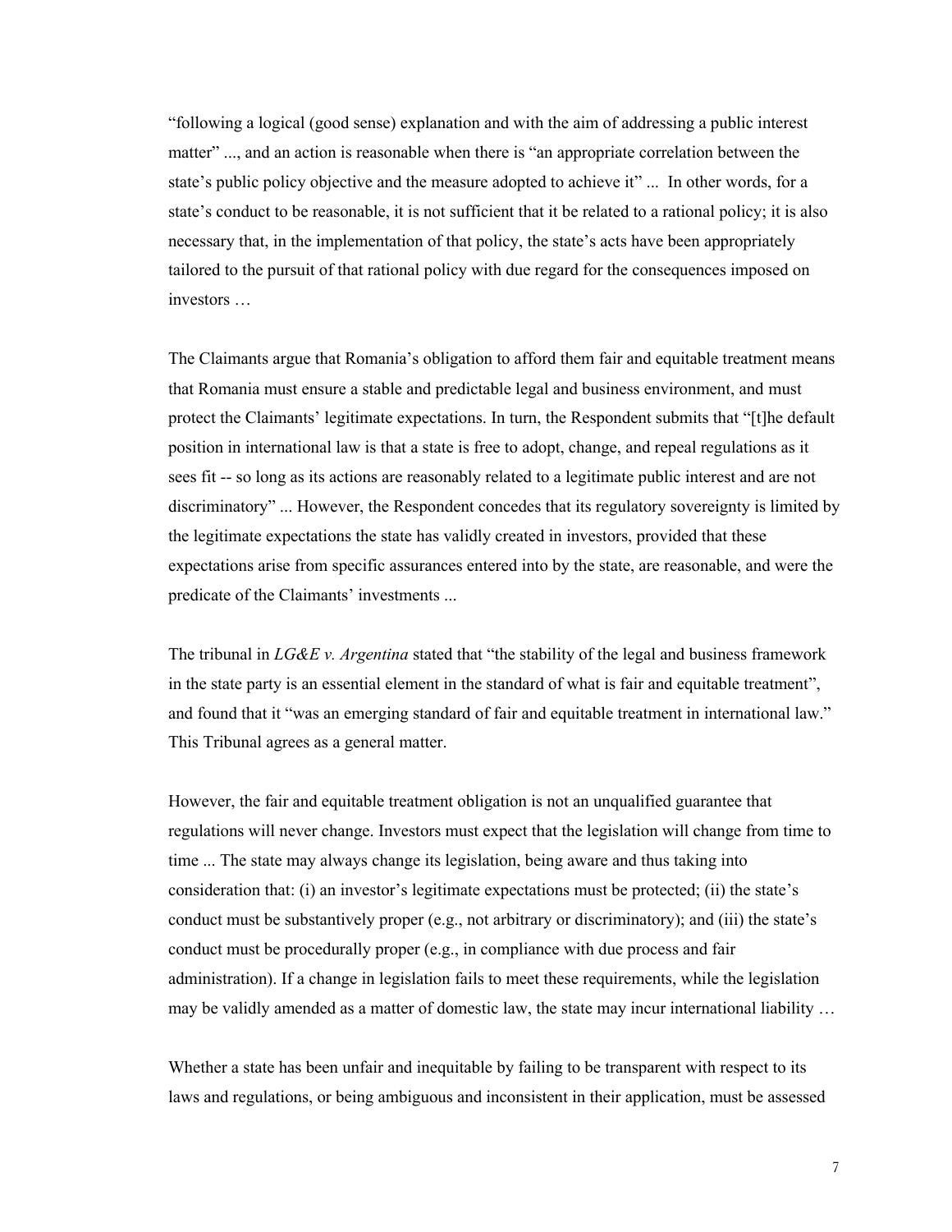"following a logical (good sense) explanation and with the aim of addressing a public interest matter" ..., and an action is reasonable when there is "an appropriate correlation between the state's public policy objective and the measure adopted to achieve it" ... In other words, for a state's conduct to be reasonable, it is not sufficient that it be related to a rational policy; it is also necessary that, in the implementation of that policy, the state's acts have been appropriately tailored to the pursuit of that rational policy with due regard for the consequences imposed on investors …

The Claimants argue that Romania's obligation to afford them fair and equitable treatment means that Romania must ensure a stable and predictable legal and business environment, and must protect the Claimants' legitimate expectations. In turn, the Respondent submits that "[t]he default position in international law is that a state is free to adopt, change, and repeal regulations as it sees fit -- so long as its actions are reasonably related to a legitimate public interest and are not discriminatory" ... However, the Respondent concedes that its regulatory sovereignty is limited by the legitimate expectations the state has validly created in investors, provided that these expectations arise from specific assurances entered into by the state, are reasonable, and were the predicate of the Claimants' investments ...

The tribunal in *LG&E v. Argentina* stated that "the stability of the legal and business framework in the state party is an essential element in the standard of what is fair and equitable treatment", and found that it "was an emerging standard of fair and equitable treatment in international law." This Tribunal agrees as a general matter.

However, the fair and equitable treatment obligation is not an unqualified guarantee that regulations will never change. Investors must expect that the legislation will change from time to time ... The state may always change its legislation, being aware and thus taking into consideration that: (i) an investor's legitimate expectations must be protected; (ii) the state's conduct must be substantively proper (e.g., not arbitrary or discriminatory); and (iii) the state's conduct must be procedurally proper (e.g., in compliance with due process and fair administration). If a change in legislation fails to meet these requirements, while the legislation may be validly amended as a matter of domestic law, the state may incur international liability …

Whether a state has been unfair and inequitable by failing to be transparent with respect to its laws and regulations, or being ambiguous and inconsistent in their application, must be assessed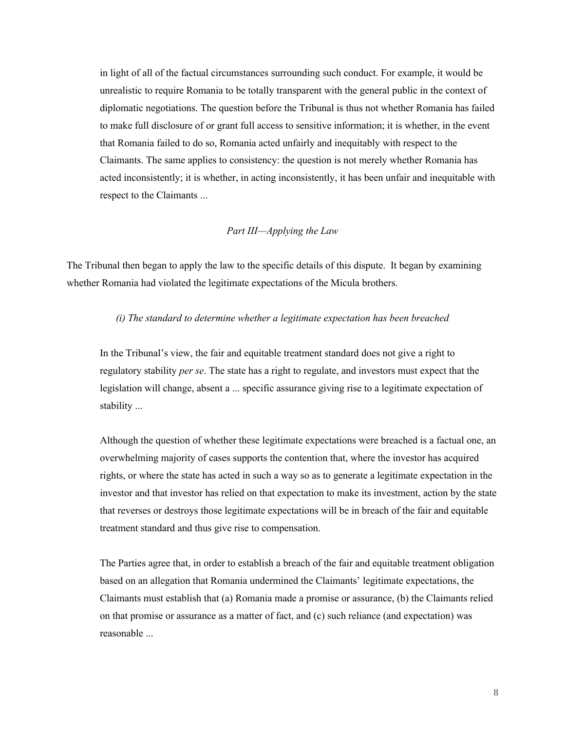in light of all of the factual circumstances surrounding such conduct. For example, it would be unrealistic to require Romania to be totally transparent with the general public in the context of diplomatic negotiations. The question before the Tribunal is thus not whether Romania has failed to make full disclosure of or grant full access to sensitive information; it is whether, in the event that Romania failed to do so, Romania acted unfairly and inequitably with respect to the Claimants. The same applies to consistency: the question is not merely whether Romania has acted inconsistently; it is whether, in acting inconsistently, it has been unfair and inequitable with respect to the Claimants ...

*Part III—Applying the Law*

The Tribunal then began to apply the law to the specific details of this dispute. It began by examining whether Romania had violated the legitimate expectations of the Micula brothers.

*(i) The standard to determine whether a legitimate expectation has been breached*

> In the Tribunal's view, the fair and equitable treatment standard does not give a right to regulatory stability *per se*. The state has a right to regulate, and investors must expect that the legislation will change, absent a ... specific assurance giving rise to a legitimate expectation of stability ...
>
> Although the question of whether these legitimate expectations were breached is a factual one, an overwhelming majority of cases supports the contention that, where the investor has acquired rights, or where the state has acted in such a way so as to generate a legitimate expectation in the investor and that investor has relied on that expectation to make its investment, action by the state that reverses or destroys those legitimate expectations will be in breach of the fair and equitable treatment standard and thus give rise to compensation.
>
> The Parties agree that, in order to establish a breach of the fair and equitable treatment obligation based on an allegation that Romania undermined the Claimants' legitimate expectations, the Claimants must establish that (a) Romania made a promise or assurance, (b) the Claimants relied on that promise or assurance as a matter of fact, and (c) such reliance (and expectation) was reasonable ...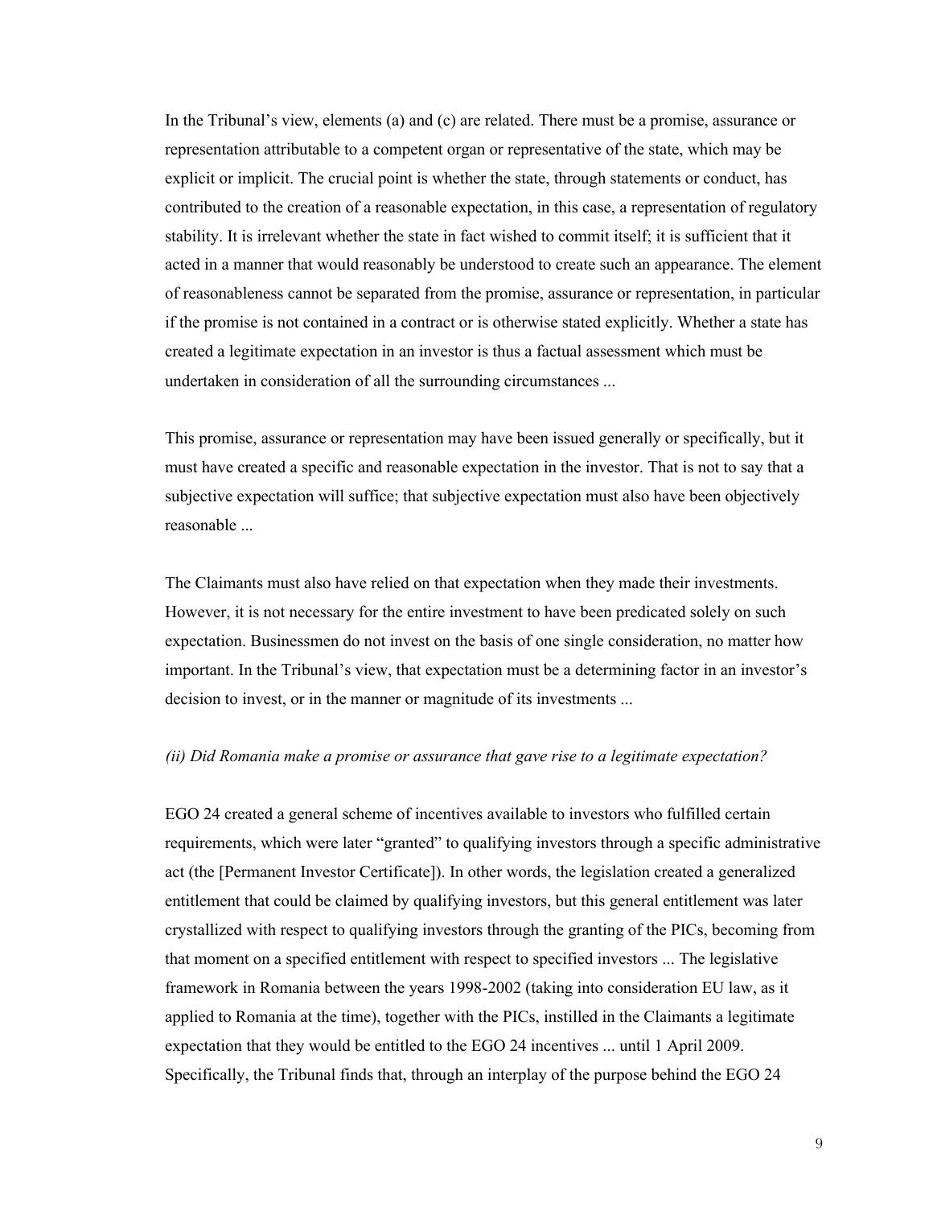In the Tribunal's view, elements (a) and (c) are related. There must be a promise, assurance or representation attributable to a competent organ or representative of the state, which may be explicit or implicit. The crucial point is whether the state, through statements or conduct, has contributed to the creation of a reasonable expectation, in this case, a representation of regulatory stability. It is irrelevant whether the state in fact wished to commit itself; it is sufficient that it acted in a manner that would reasonably be understood to create such an appearance. The element of reasonableness cannot be separated from the promise, assurance or representation, in particular if the promise is not contained in a contract or is otherwise stated explicitly. Whether a state has created a legitimate expectation in an investor is thus a factual assessment which must be undertaken in consideration of all the surrounding circumstances ...

This promise, assurance or representation may have been issued generally or specifically, but it must have created a specific and reasonable expectation in the investor. That is not to say that a subjective expectation will suffice; that subjective expectation must also have been objectively reasonable ...

The Claimants must also have relied on that expectation when they made their investments. However, it is not necessary for the entire investment to have been predicated solely on such expectation. Businessmen do not invest on the basis of one single consideration, no matter how important. In the Tribunal's view, that expectation must be a determining factor in an investor's decision to invest, or in the manner or magnitude of its investments ...

*(ii) Did Romania make a promise or assurance that gave rise to a legitimate expectation?*

EGO 24 created a general scheme of incentives available to investors who fulfilled certain requirements, which were later "granted" to qualifying investors through a specific administrative act (the [Permanent Investor Certificate]). In other words, the legislation created a generalized entitlement that could be claimed by qualifying investors, but this general entitlement was later crystallized with respect to qualifying investors through the granting of the PICs, becoming from that moment on a specified entitlement with respect to specified investors ... The legislative framework in Romania between the years 1998-2002 (taking into consideration EU law, as it applied to Romania at the time), together with the PICs, instilled in the Claimants a legitimate expectation that they would be entitled to the EGO 24 incentives ... until 1 April 2009. Specifically, the Tribunal finds that, through an interplay of the purpose behind the EGO 24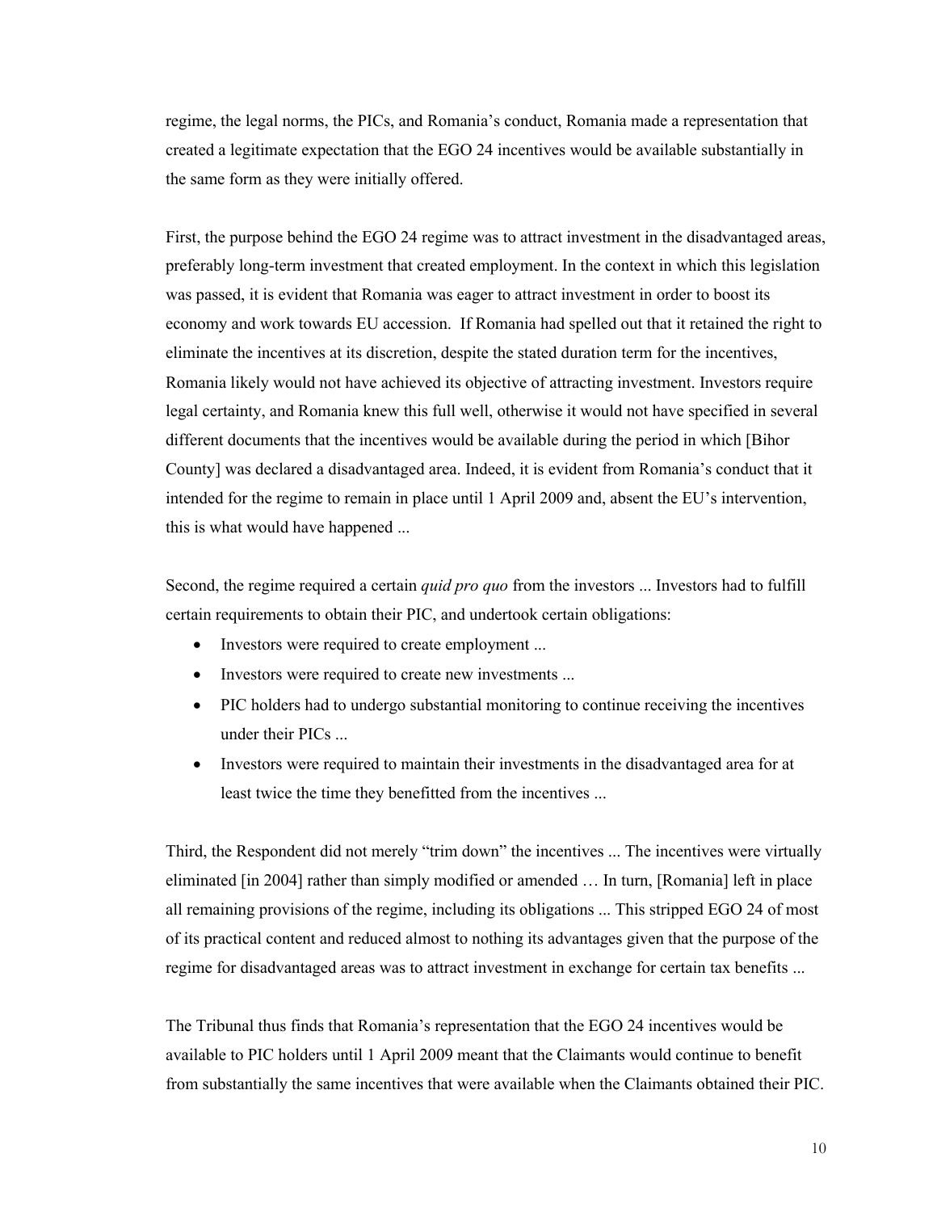regime, the legal norms, the PICs, and Romania's conduct, Romania made a representation that created a legitimate expectation that the EGO 24 incentives would be available substantially in the same form as they were initially offered.

First, the purpose behind the EGO 24 regime was to attract investment in the disadvantaged areas, preferably long-term investment that created employment. In the context in which this legislation was passed, it is evident that Romania was eager to attract investment in order to boost its economy and work towards EU accession. If Romania had spelled out that it retained the right to eliminate the incentives at its discretion, despite the stated duration term for the incentives, Romania likely would not have achieved its objective of attracting investment. Investors require legal certainty, and Romania knew this full well, otherwise it would not have specified in several different documents that the incentives would be available during the period in which [Bihor County] was declared a disadvantaged area. Indeed, it is evident from Romania's conduct that it intended for the regime to remain in place until 1 April 2009 and, absent the EU's intervention, this is what would have happened ...

Second, the regime required a certain *quid pro quo* from the investors ... Investors had to fulfill certain requirements to obtain their PIC, and undertook certain obligations:

- Investors were required to create employment ...
- Investors were required to create new investments ...
- PIC holders had to undergo substantial monitoring to continue receiving the incentives under their PICs ...
- Investors were required to maintain their investments in the disadvantaged area for at least twice the time they benefitted from the incentives ...

Third, the Respondent did not merely "trim down" the incentives ... The incentives were virtually eliminated [in 2004] rather than simply modified or amended … In turn, [Romania] left in place all remaining provisions of the regime, including its obligations ... This stripped EGO 24 of most of its practical content and reduced almost to nothing its advantages given that the purpose of the regime for disadvantaged areas was to attract investment in exchange for certain tax benefits ...

The Tribunal thus finds that Romania's representation that the EGO 24 incentives would be available to PIC holders until 1 April 2009 meant that the Claimants would continue to benefit from substantially the same incentives that were available when the Claimants obtained their PIC.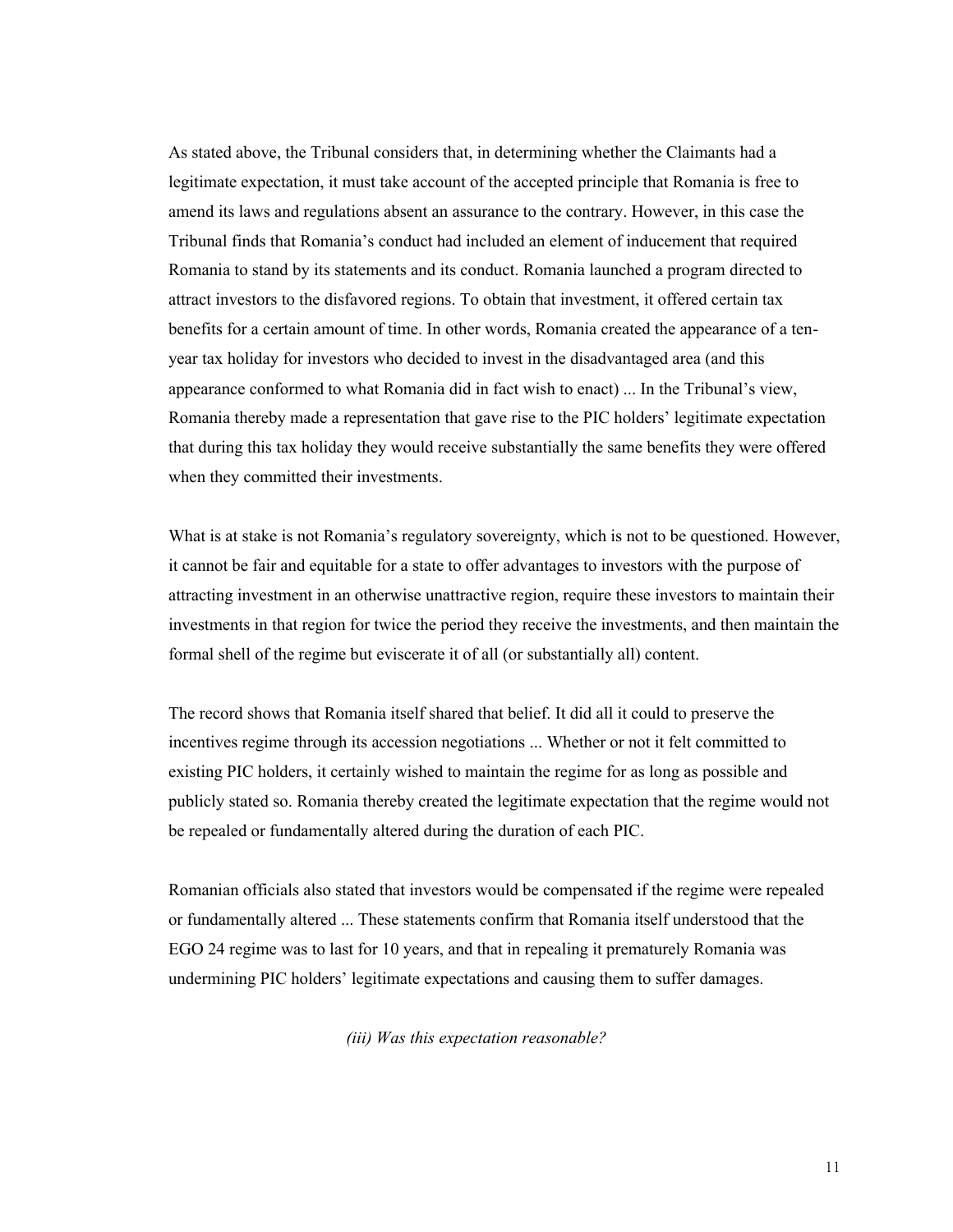As stated above, the Tribunal considers that, in determining whether the Claimants had a legitimate expectation, it must take account of the accepted principle that Romania is free to amend its laws and regulations absent an assurance to the contrary. However, in this case the Tribunal finds that Romania's conduct had included an element of inducement that required Romania to stand by its statements and its conduct. Romania launched a program directed to attract investors to the disfavored regions. To obtain that investment, it offered certain tax benefits for a certain amount of time. In other words, Romania created the appearance of a ten-year tax holiday for investors who decided to invest in the disadvantaged area (and this appearance conformed to what Romania did in fact wish to enact) ... In the Tribunal's view, Romania thereby made a representation that gave rise to the PIC holders' legitimate expectation that during this tax holiday they would receive substantially the same benefits they were offered when they committed their investments.

What is at stake is not Romania's regulatory sovereignty, which is not to be questioned. However, it cannot be fair and equitable for a state to offer advantages to investors with the purpose of attracting investment in an otherwise unattractive region, require these investors to maintain their investments in that region for twice the period they receive the investments, and then maintain the formal shell of the regime but eviscerate it of all (or substantially all) content.

The record shows that Romania itself shared that belief. It did all it could to preserve the incentives regime through its accession negotiations ... Whether or not it felt committed to existing PIC holders, it certainly wished to maintain the regime for as long as possible and publicly stated so. Romania thereby created the legitimate expectation that the regime would not be repealed or fundamentally altered during the duration of each PIC.

Romanian officials also stated that investors would be compensated if the regime were repealed or fundamentally altered ... These statements confirm that Romania itself understood that the EGO 24 regime was to last for 10 years, and that in repealing it prematurely Romania was undermining PIC holders' legitimate expectations and causing them to suffer damages.

*(iii) Was this expectation reasonable?*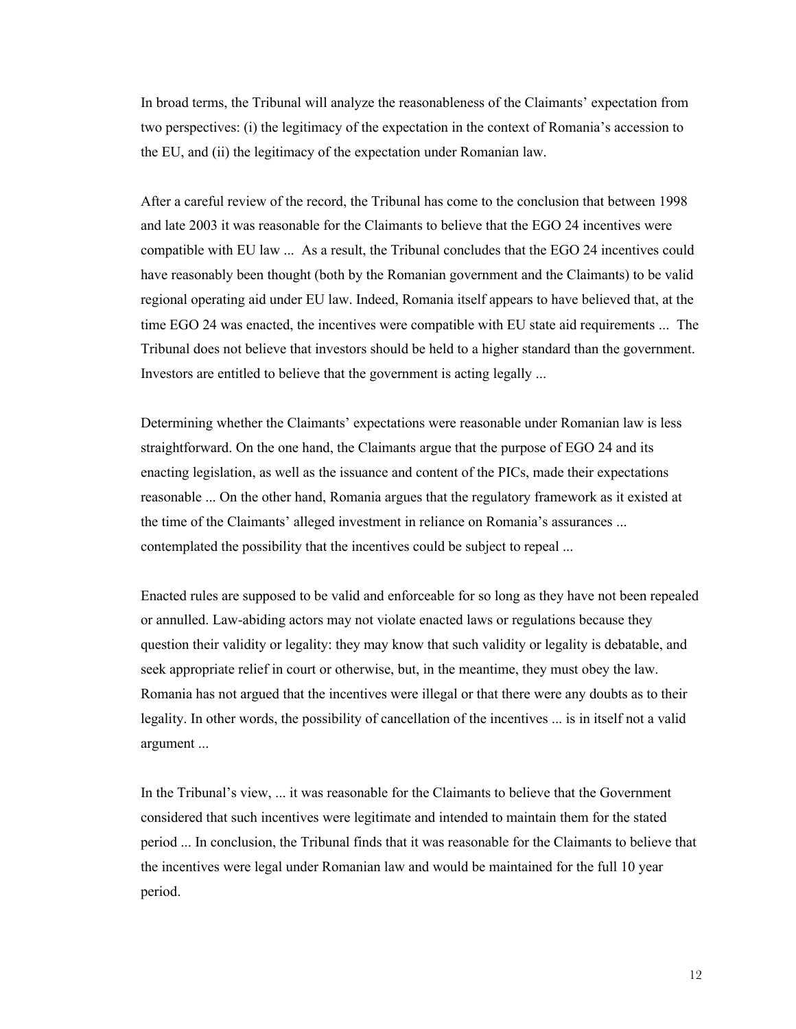In broad terms, the Tribunal will analyze the reasonableness of the Claimants' expectation from two perspectives: (i) the legitimacy of the expectation in the context of Romania's accession to the EU, and (ii) the legitimacy of the expectation under Romanian law.

After a careful review of the record, the Tribunal has come to the conclusion that between 1998 and late 2003 it was reasonable for the Claimants to believe that the EGO 24 incentives were compatible with EU law ... As a result, the Tribunal concludes that the EGO 24 incentives could have reasonably been thought (both by the Romanian government and the Claimants) to be valid regional operating aid under EU law. Indeed, Romania itself appears to have believed that, at the time EGO 24 was enacted, the incentives were compatible with EU state aid requirements ... The Tribunal does not believe that investors should be held to a higher standard than the government. Investors are entitled to believe that the government is acting legally ...

Determining whether the Claimants' expectations were reasonable under Romanian law is less straightforward. On the one hand, the Claimants argue that the purpose of EGO 24 and its enacting legislation, as well as the issuance and content of the PICs, made their expectations reasonable ... On the other hand, Romania argues that the regulatory framework as it existed at the time of the Claimants' alleged investment in reliance on Romania's assurances ... contemplated the possibility that the incentives could be subject to repeal ...

Enacted rules are supposed to be valid and enforceable for so long as they have not been repealed or annulled. Law-abiding actors may not violate enacted laws or regulations because they question their validity or legality: they may know that such validity or legality is debatable, and seek appropriate relief in court or otherwise, but, in the meantime, they must obey the law. Romania has not argued that the incentives were illegal or that there were any doubts as to their legality. In other words, the possibility of cancellation of the incentives ... is in itself not a valid argument ...

In the Tribunal's view, ... it was reasonable for the Claimants to believe that the Government considered that such incentives were legitimate and intended to maintain them for the stated period ... In conclusion, the Tribunal finds that it was reasonable for the Claimants to believe that the incentives were legal under Romanian law and would be maintained for the full 10 year period.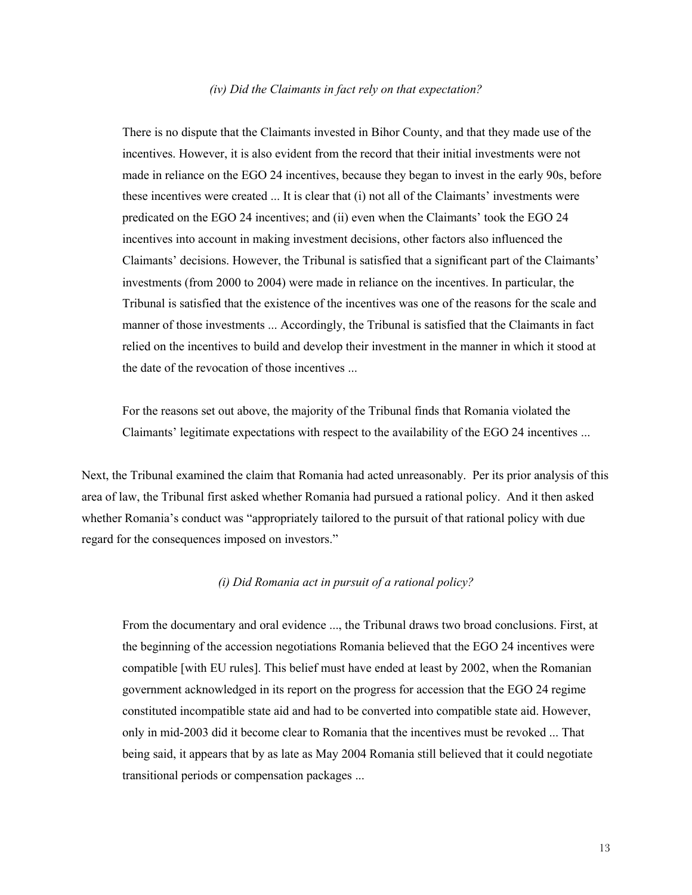*(iv) Did the Claimants in fact rely on that expectation?*

> There is no dispute that the Claimants invested in Bihor County, and that they made use of the incentives. However, it is also evident from the record that their initial investments were not made in reliance on the EGO 24 incentives, because they began to invest in the early 90s, before these incentives were created ... It is clear that (i) not all of the Claimants' investments were predicated on the EGO 24 incentives; and (ii) even when the Claimants' took the EGO 24 incentives into account in making investment decisions, other factors also influenced the Claimants' decisions. However, the Tribunal is satisfied that a significant part of the Claimants' investments (from 2000 to 2004) were made in reliance on the incentives. In particular, the Tribunal is satisfied that the existence of the incentives was one of the reasons for the scale and manner of those investments ... Accordingly, the Tribunal is satisfied that the Claimants in fact relied on the incentives to build and develop their investment in the manner in which it stood at the date of the revocation of those incentives ...
>
> For the reasons set out above, the majority of the Tribunal finds that Romania violated the Claimants' legitimate expectations with respect to the availability of the EGO 24 incentives ...

Next, the Tribunal examined the claim that Romania had acted unreasonably. Per its prior analysis of this area of law, the Tribunal first asked whether Romania had pursued a rational policy. And it then asked whether Romania's conduct was "appropriately tailored to the pursuit of that rational policy with due regard for the consequences imposed on investors."

*(i) Did Romania act in pursuit of a rational policy?*

> From the documentary and oral evidence ..., the Tribunal draws two broad conclusions. First, at the beginning of the accession negotiations Romania believed that the EGO 24 incentives were compatible [with EU rules]. This belief must have ended at least by 2002, when the Romanian government acknowledged in its report on the progress for accession that the EGO 24 regime constituted incompatible state aid and had to be converted into compatible state aid. However, only in mid-2003 did it become clear to Romania that the incentives must be revoked ... That being said, it appears that by as late as May 2004 Romania still believed that it could negotiate transitional periods or compensation packages ...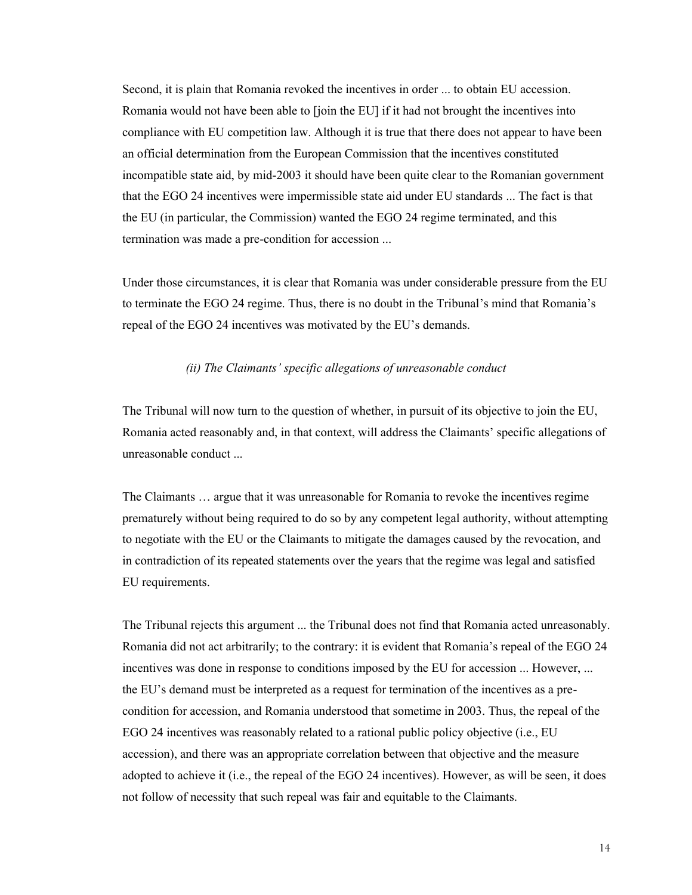Second, it is plain that Romania revoked the incentives in order ... to obtain EU accession. Romania would not have been able to [join the EU] if it had not brought the incentives into compliance with EU competition law. Although it is true that there does not appear to have been an official determination from the European Commission that the incentives constituted incompatible state aid, by mid-2003 it should have been quite clear to the Romanian government that the EGO 24 incentives were impermissible state aid under EU standards ... The fact is that the EU (in particular, the Commission) wanted the EGO 24 regime terminated, and this termination was made a pre-condition for accession ...

Under those circumstances, it is clear that Romania was under considerable pressure from the EU to terminate the EGO 24 regime. Thus, there is no doubt in the Tribunal's mind that Romania's repeal of the EGO 24 incentives was motivated by the EU's demands.

*(ii) The Claimants' specific allegations of unreasonable conduct*

The Tribunal will now turn to the question of whether, in pursuit of its objective to join the EU, Romania acted reasonably and, in that context, will address the Claimants' specific allegations of unreasonable conduct ...

The Claimants … argue that it was unreasonable for Romania to revoke the incentives regime prematurely without being required to do so by any competent legal authority, without attempting to negotiate with the EU or the Claimants to mitigate the damages caused by the revocation, and in contradiction of its repeated statements over the years that the regime was legal and satisfied EU requirements.

The Tribunal rejects this argument ... the Tribunal does not find that Romania acted unreasonably. Romania did not act arbitrarily; to the contrary: it is evident that Romania's repeal of the EGO 24 incentives was done in response to conditions imposed by the EU for accession ... However, ... the EU's demand must be interpreted as a request for termination of the incentives as a pre-condition for accession, and Romania understood that sometime in 2003. Thus, the repeal of the EGO 24 incentives was reasonably related to a rational public policy objective (i.e., EU accession), and there was an appropriate correlation between that objective and the measure adopted to achieve it (i.e., the repeal of the EGO 24 incentives). However, as will be seen, it does not follow of necessity that such repeal was fair and equitable to the Claimants.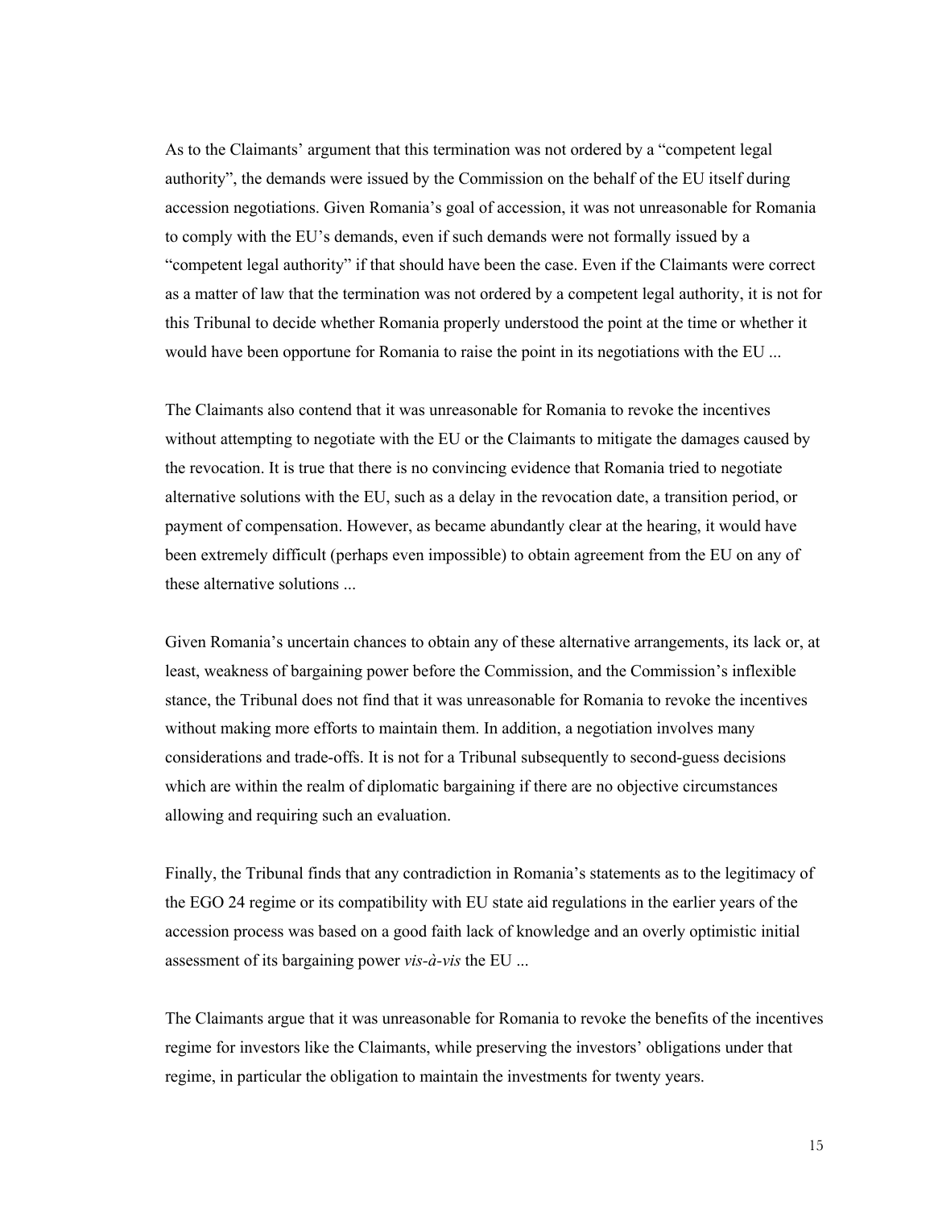As to the Claimants' argument that this termination was not ordered by a "competent legal authority", the demands were issued by the Commission on the behalf of the EU itself during accession negotiations. Given Romania's goal of accession, it was not unreasonable for Romania to comply with the EU's demands, even if such demands were not formally issued by a "competent legal authority" if that should have been the case. Even if the Claimants were correct as a matter of law that the termination was not ordered by a competent legal authority, it is not for this Tribunal to decide whether Romania properly understood the point at the time or whether it would have been opportune for Romania to raise the point in its negotiations with the EU ...

The Claimants also contend that it was unreasonable for Romania to revoke the incentives without attempting to negotiate with the EU or the Claimants to mitigate the damages caused by the revocation. It is true that there is no convincing evidence that Romania tried to negotiate alternative solutions with the EU, such as a delay in the revocation date, a transition period, or payment of compensation. However, as became abundantly clear at the hearing, it would have been extremely difficult (perhaps even impossible) to obtain agreement from the EU on any of these alternative solutions ...

Given Romania's uncertain chances to obtain any of these alternative arrangements, its lack or, at least, weakness of bargaining power before the Commission, and the Commission's inflexible stance, the Tribunal does not find that it was unreasonable for Romania to revoke the incentives without making more efforts to maintain them. In addition, a negotiation involves many considerations and trade-offs. It is not for a Tribunal subsequently to second-guess decisions which are within the realm of diplomatic bargaining if there are no objective circumstances allowing and requiring such an evaluation.

Finally, the Tribunal finds that any contradiction in Romania's statements as to the legitimacy of the EGO 24 regime or its compatibility with EU state aid regulations in the earlier years of the accession process was based on a good faith lack of knowledge and an overly optimistic initial assessment of its bargaining power *vis-à-vis* the EU ...

The Claimants argue that it was unreasonable for Romania to revoke the benefits of the incentives regime for investors like the Claimants, while preserving the investors' obligations under that regime, in particular the obligation to maintain the investments for twenty years.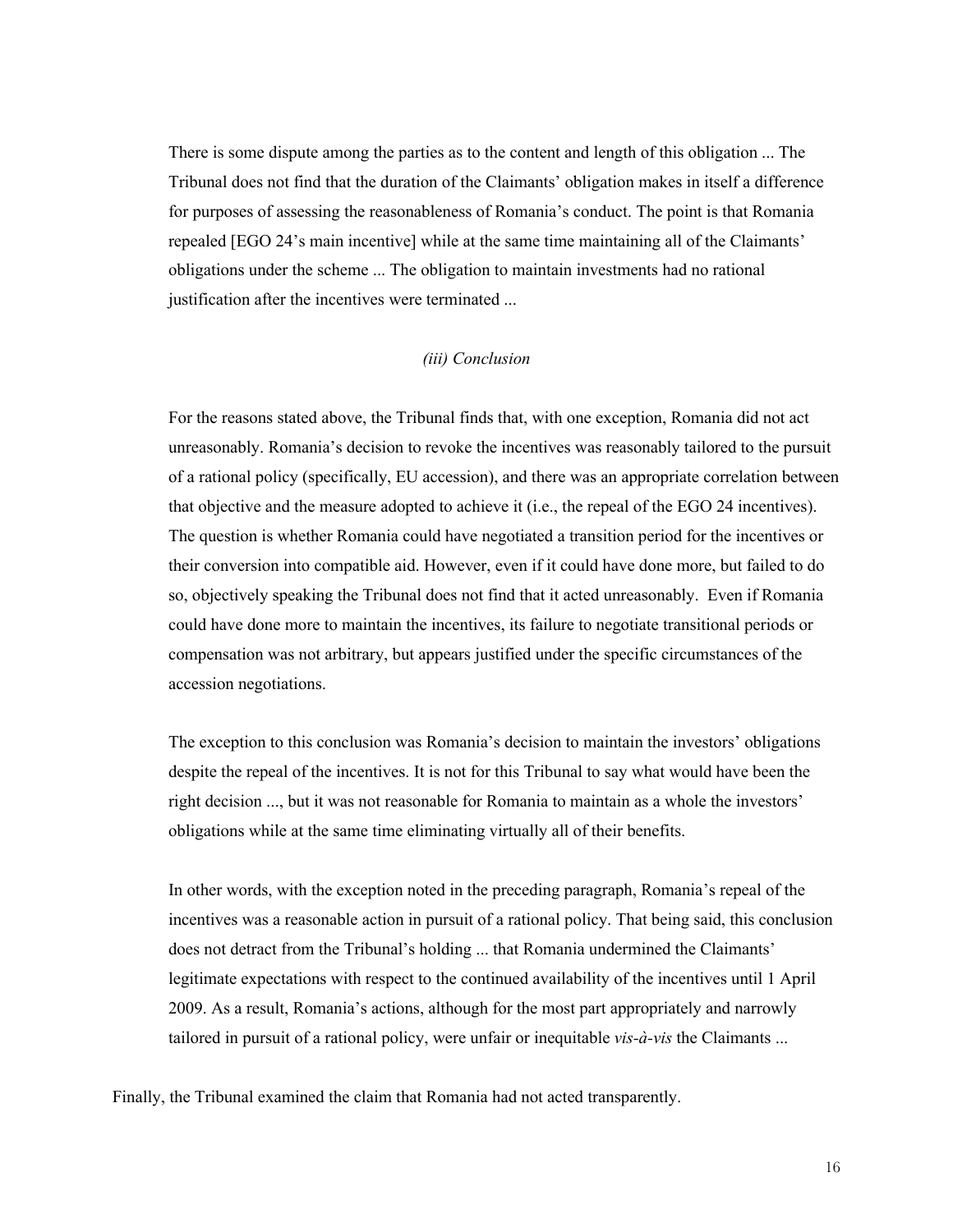> There is some dispute among the parties as to the content and length of this obligation ... The Tribunal does not find that the duration of the Claimants' obligation makes in itself a difference for purposes of assessing the reasonableness of Romania's conduct. The point is that Romania repealed [EGO 24's main incentive] while at the same time maintaining all of the Claimants' obligations under the scheme ... The obligation to maintain investments had no rational justification after the incentives were terminated ...
>
> *(iii) Conclusion*
>
> For the reasons stated above, the Tribunal finds that, with one exception, Romania did not act unreasonably. Romania's decision to revoke the incentives was reasonably tailored to the pursuit of a rational policy (specifically, EU accession), and there was an appropriate correlation between that objective and the measure adopted to achieve it (i.e., the repeal of the EGO 24 incentives). The question is whether Romania could have negotiated a transition period for the incentives or their conversion into compatible aid. However, even if it could have done more, but failed to do so, objectively speaking the Tribunal does not find that it acted unreasonably. Even if Romania could have done more to maintain the incentives, its failure to negotiate transitional periods or compensation was not arbitrary, but appears justified under the specific circumstances of the accession negotiations.
>
> The exception to this conclusion was Romania's decision to maintain the investors' obligations despite the repeal of the incentives. It is not for this Tribunal to say what would have been the right decision ..., but it was not reasonable for Romania to maintain as a whole the investors' obligations while at the same time eliminating virtually all of their benefits.
>
> In other words, with the exception noted in the preceding paragraph, Romania's repeal of the incentives was a reasonable action in pursuit of a rational policy. That being said, this conclusion does not detract from the Tribunal's holding ... that Romania undermined the Claimants' legitimate expectations with respect to the continued availability of the incentives until 1 April 2009. As a result, Romania's actions, although for the most part appropriately and narrowly tailored in pursuit of a rational policy, were unfair or inequitable *vis-à-vis* the Claimants ...

Finally, the Tribunal examined the claim that Romania had not acted transparently.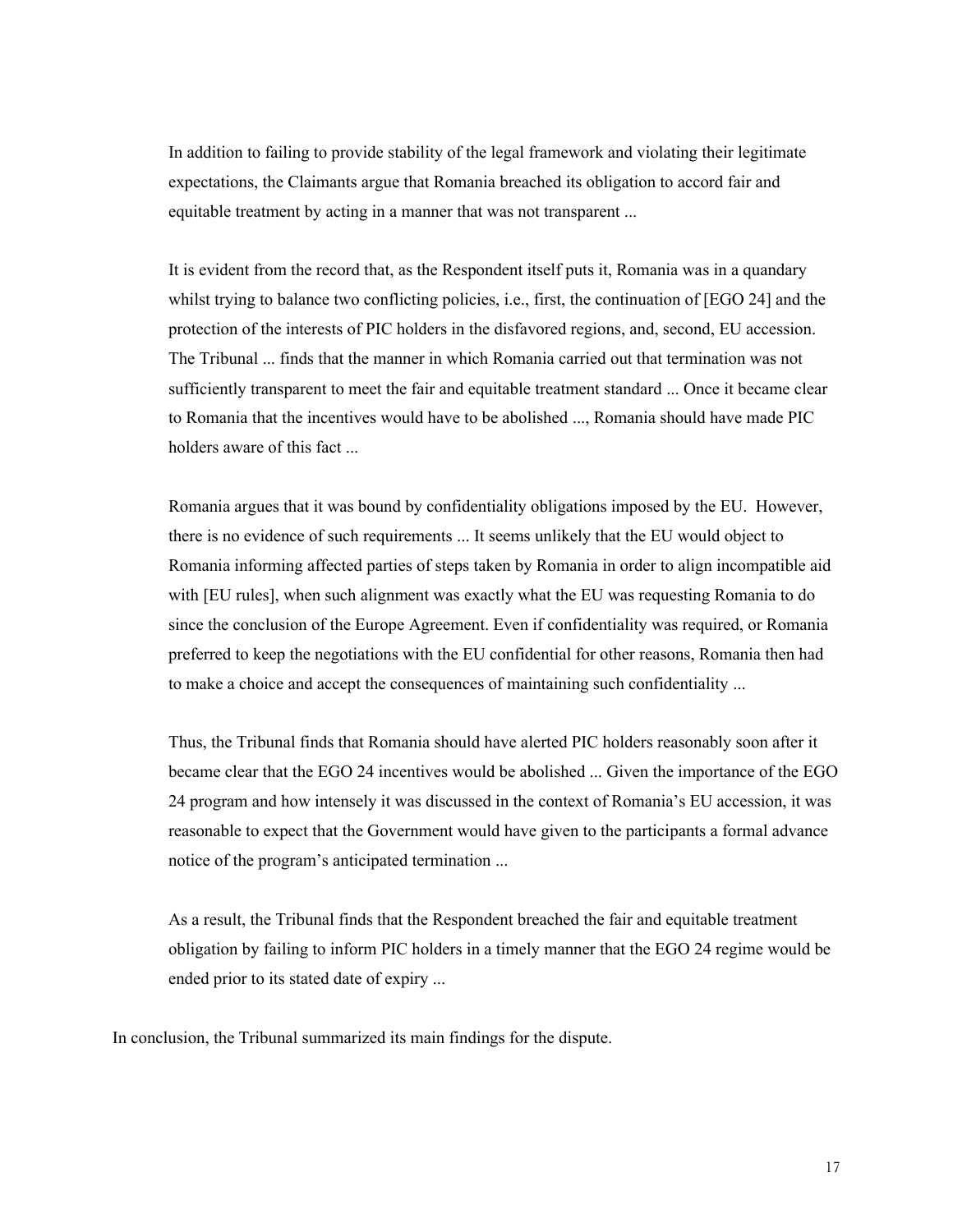> In addition to failing to provide stability of the legal framework and violating their legitimate expectations, the Claimants argue that Romania breached its obligation to accord fair and equitable treatment by acting in a manner that was not transparent ...
>
> It is evident from the record that, as the Respondent itself puts it, Romania was in a quandary whilst trying to balance two conflicting policies, i.e., first, the continuation of [EGO 24] and the protection of the interests of PIC holders in the disfavored regions, and, second, EU accession. The Tribunal ... finds that the manner in which Romania carried out that termination was not sufficiently transparent to meet the fair and equitable treatment standard ... Once it became clear to Romania that the incentives would have to be abolished ..., Romania should have made PIC holders aware of this fact ...
>
> Romania argues that it was bound by confidentiality obligations imposed by the EU. However, there is no evidence of such requirements ... It seems unlikely that the EU would object to Romania informing affected parties of steps taken by Romania in order to align incompatible aid with [EU rules], when such alignment was exactly what the EU was requesting Romania to do since the conclusion of the Europe Agreement. Even if confidentiality was required, or Romania preferred to keep the negotiations with the EU confidential for other reasons, Romania then had to make a choice and accept the consequences of maintaining such confidentiality ...
>
> Thus, the Tribunal finds that Romania should have alerted PIC holders reasonably soon after it became clear that the EGO 24 incentives would be abolished ... Given the importance of the EGO 24 program and how intensely it was discussed in the context of Romania's EU accession, it was reasonable to expect that the Government would have given to the participants a formal advance notice of the program's anticipated termination ...
>
> As a result, the Tribunal finds that the Respondent breached the fair and equitable treatment obligation by failing to inform PIC holders in a timely manner that the EGO 24 regime would be ended prior to its stated date of expiry ...

In conclusion, the Tribunal summarized its main findings for the dispute.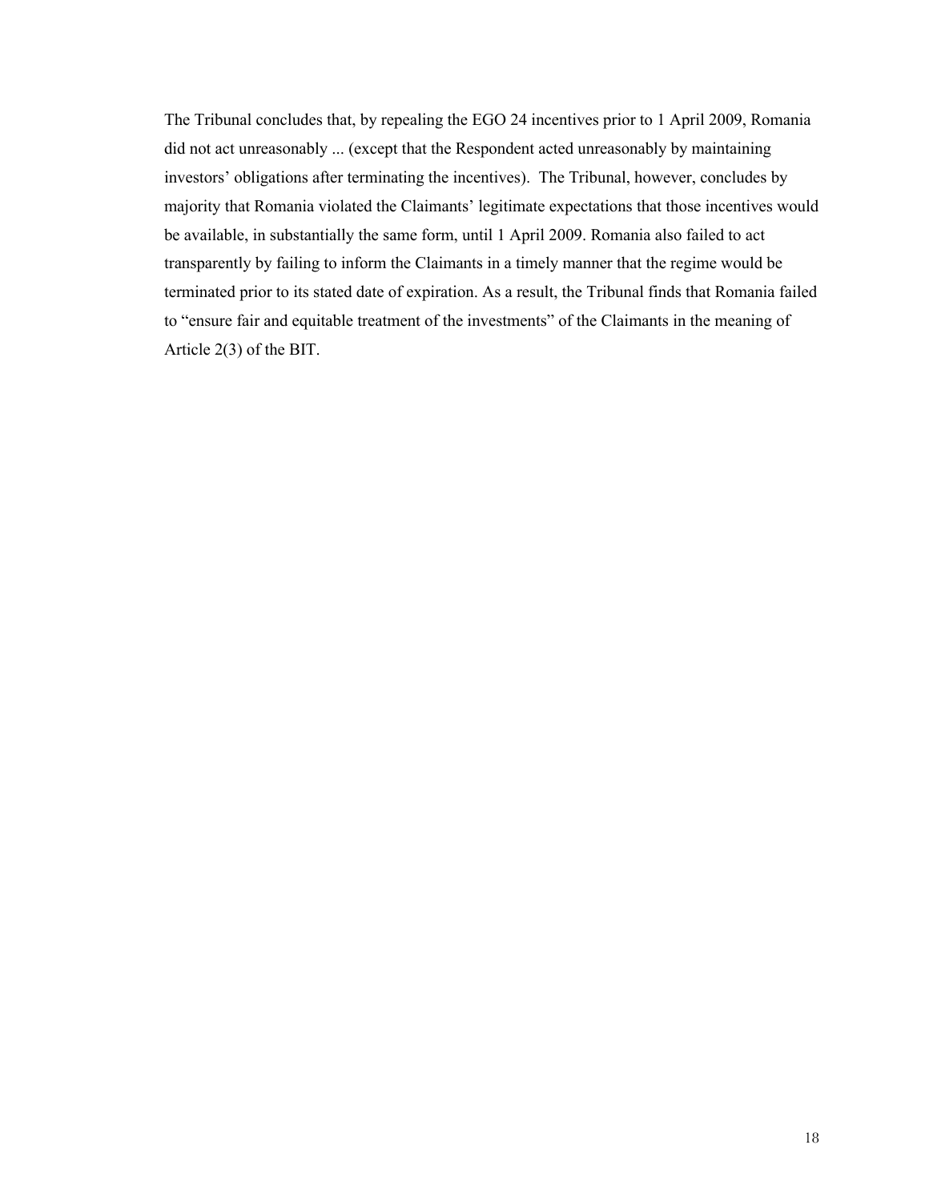The Tribunal concludes that, by repealing the EGO 24 incentives prior to 1 April 2009, Romania did not act unreasonably ... (except that the Respondent acted unreasonably by maintaining investors' obligations after terminating the incentives). The Tribunal, however, concludes by majority that Romania violated the Claimants' legitimate expectations that those incentives would be available, in substantially the same form, until 1 April 2009. Romania also failed to act transparently by failing to inform the Claimants in a timely manner that the regime would be terminated prior to its stated date of expiration. As a result, the Tribunal finds that Romania failed to "ensure fair and equitable treatment of the investments" of the Claimants in the meaning of Article 2(3) of the BIT.